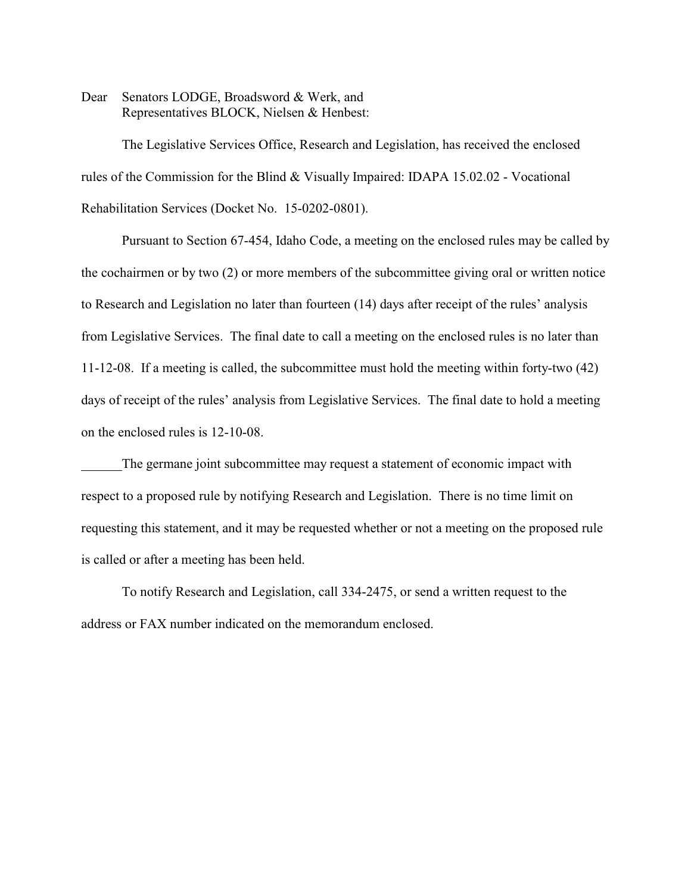Dear Senators LODGE, Broadsword & Werk, and
Representatives BLOCK, Nielsen & Henbest:

The Legislative Services Office, Research and Legislation, has received the enclosed rules of the Commission for the Blind & Visually Impaired: IDAPA 15.02.02 - Vocational Rehabilitation Services (Docket No. 15-0202-0801).

Pursuant to Section 67-454, Idaho Code, a meeting on the enclosed rules may be called by the cochairmen or by two (2) or more members of the subcommittee giving oral or written notice to Research and Legislation no later than fourteen (14) days after receipt of the rules' analysis from Legislative Services. The final date to call a meeting on the enclosed rules is no later than 11-12-08. If a meeting is called, the subcommittee must hold the meeting within forty-two (42) days of receipt of the rules' analysis from Legislative Services. The final date to hold a meeting on the enclosed rules is 12-10-08.

______The germane joint subcommittee may request a statement of economic impact with respect to a proposed rule by notifying Research and Legislation. There is no time limit on requesting this statement, and it may be requested whether or not a meeting on the proposed rule is called or after a meeting has been held.

To notify Research and Legislation, call 334-2475, or send a written request to the address or FAX number indicated on the memorandum enclosed.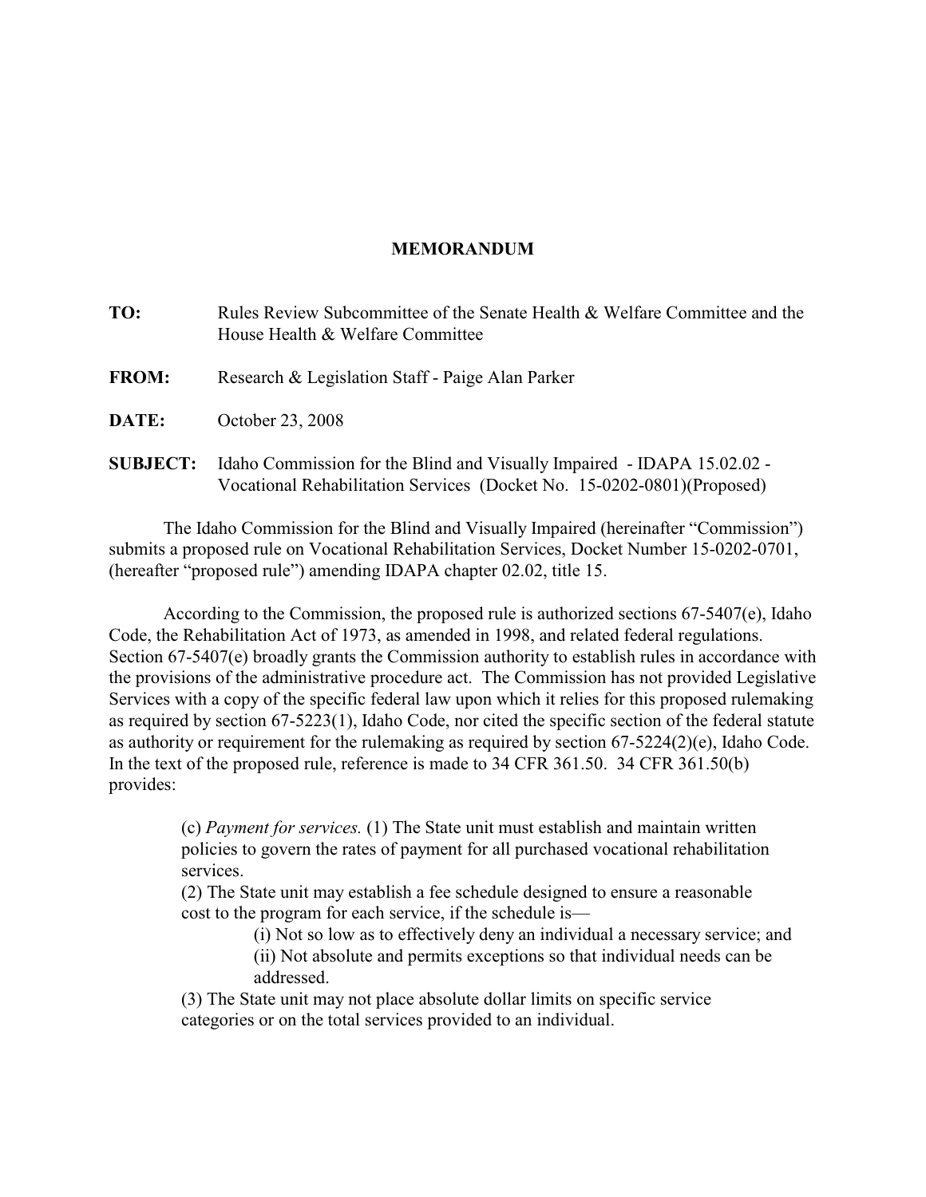**MEMORANDUM**

**TO:** Rules Review Subcommittee of the Senate Health & Welfare Committee and the House Health & Welfare Committee

**FROM:** Research & Legislation Staff - Paige Alan Parker

**DATE:** October 23, 2008

**SUBJECT:** Idaho Commission for the Blind and Visually Impaired - IDAPA 15.02.02 - Vocational Rehabilitation Services (Docket No. 15-0202-0801)(Proposed)

The Idaho Commission for the Blind and Visually Impaired (hereinafter "Commission") submits a proposed rule on Vocational Rehabilitation Services, Docket Number 15-0202-0701, (hereafter "proposed rule") amending IDAPA chapter 02.02, title 15.

According to the Commission, the proposed rule is authorized sections 67-5407(e), Idaho Code, the Rehabilitation Act of 1973, as amended in 1998, and related federal regulations. Section 67-5407(e) broadly grants the Commission authority to establish rules in accordance with the provisions of the administrative procedure act. The Commission has not provided Legislative Services with a copy of the specific federal law upon which it relies for this proposed rulemaking as required by section 67-5223(1), Idaho Code, nor cited the specific section of the federal statute as authority or requirement for the rulemaking as required by section 67-5224(2)(e), Idaho Code. In the text of the proposed rule, reference is made to 34 CFR 361.50. 34 CFR 361.50(b) provides:

> (c) *Payment for services.* (1) The State unit must establish and maintain written policies to govern the rates of payment for all purchased vocational rehabilitation services.
>
> (2) The State unit may establish a fee schedule designed to ensure a reasonable cost to the program for each service, if the schedule is—
>
> > (i) Not so low as to effectively deny an individual a necessary service; and
> >
> > (ii) Not absolute and permits exceptions so that individual needs can be addressed.
>
> (3) The State unit may not place absolute dollar limits on specific service categories or on the total services provided to an individual.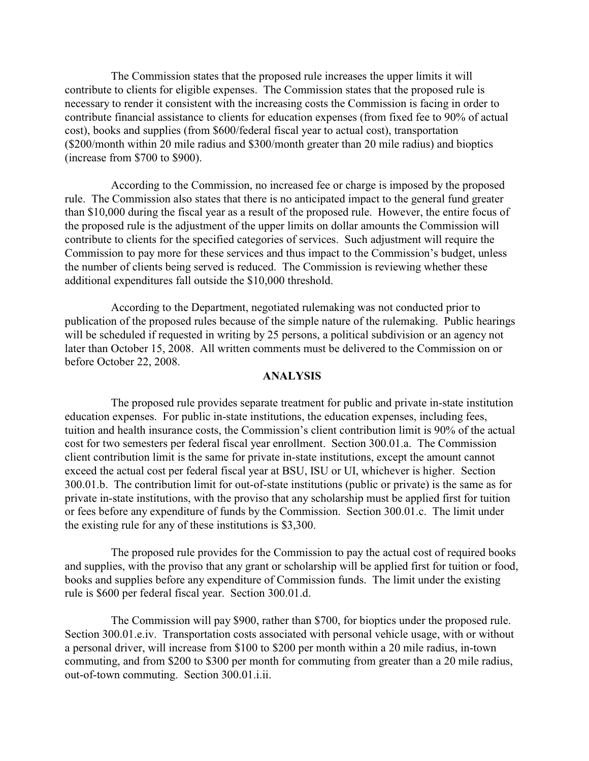The Commission states that the proposed rule increases the upper limits it will contribute to clients for eligible expenses. The Commission states that the proposed rule is necessary to render it consistent with the increasing costs the Commission is facing in order to contribute financial assistance to clients for education expenses (from fixed fee to 90% of actual cost), books and supplies (from $600/federal fiscal year to actual cost), transportation ($200/month within 20 mile radius and $300/month greater than 20 mile radius) and bioptics (increase from $700 to $900).

According to the Commission, no increased fee or charge is imposed by the proposed rule. The Commission also states that there is no anticipated impact to the general fund greater than $10,000 during the fiscal year as a result of the proposed rule. However, the entire focus of the proposed rule is the adjustment of the upper limits on dollar amounts the Commission will contribute to clients for the specified categories of services. Such adjustment will require the Commission to pay more for these services and thus impact to the Commission's budget, unless the number of clients being served is reduced. The Commission is reviewing whether these additional expenditures fall outside the $10,000 threshold.

According to the Department, negotiated rulemaking was not conducted prior to publication of the proposed rules because of the simple nature of the rulemaking. Public hearings will be scheduled if requested in writing by 25 persons, a political subdivision or an agency not later than October 15, 2008. All written comments must be delivered to the Commission on or before October 22, 2008.

## ANALYSIS

The proposed rule provides separate treatment for public and private in-state institution education expenses. For public in-state institutions, the education expenses, including fees, tuition and health insurance costs, the Commission's client contribution limit is 90% of the actual cost for two semesters per federal fiscal year enrollment. Section 300.01.a. The Commission client contribution limit is the same for private in-state institutions, except the amount cannot exceed the actual cost per federal fiscal year at BSU, ISU or UI, whichever is higher. Section 300.01.b. The contribution limit for out-of-state institutions (public or private) is the same as for private in-state institutions, with the proviso that any scholarship must be applied first for tuition or fees before any expenditure of funds by the Commission. Section 300.01.c. The limit under the existing rule for any of these institutions is $3,300.

The proposed rule provides for the Commission to pay the actual cost of required books and supplies, with the proviso that any grant or scholarship will be applied first for tuition or food, books and supplies before any expenditure of Commission funds. The limit under the existing rule is $600 per federal fiscal year. Section 300.01.d.

The Commission will pay $900, rather than $700, for bioptics under the proposed rule. Section 300.01.e.iv. Transportation costs associated with personal vehicle usage, with or without a personal driver, will increase from $100 to $200 per month within a 20 mile radius, in-town commuting, and from $200 to $300 per month for commuting from greater than a 20 mile radius, out-of-town commuting. Section 300.01.i.ii.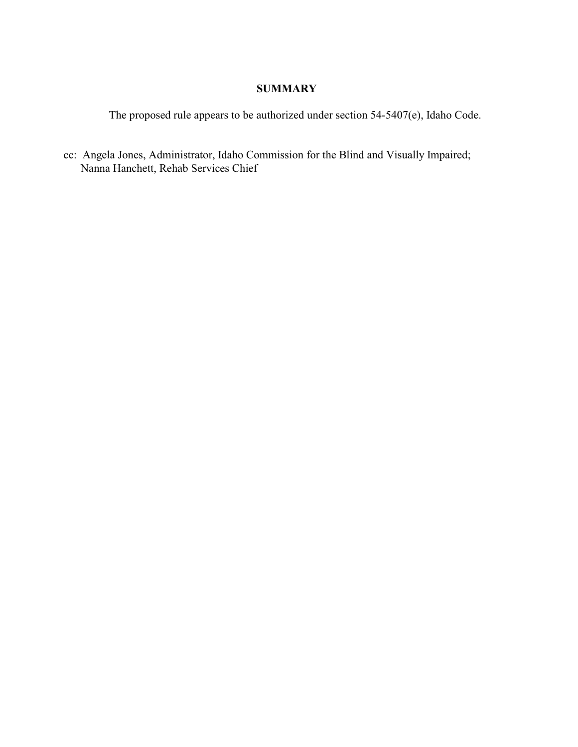## SUMMARY

The proposed rule appears to be authorized under section 54-5407(e), Idaho Code.

cc: Angela Jones, Administrator, Idaho Commission for the Blind and Visually Impaired;
Nanna Hanchett, Rehab Services Chief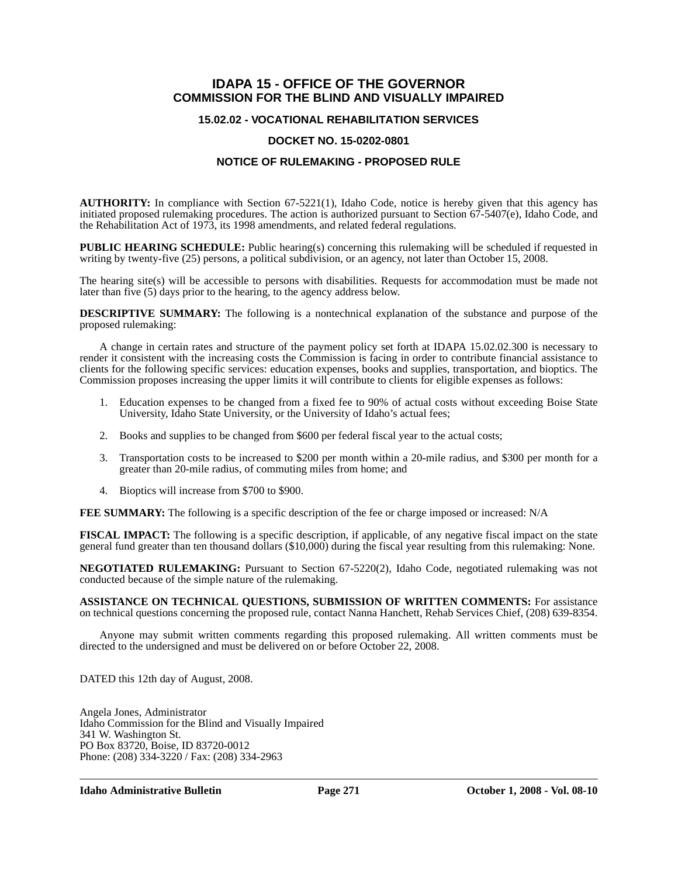# IDAPA 15 - OFFICE OF THE GOVERNOR
## COMMISSION FOR THE BLIND AND VISUALLY IMPAIRED

### 15.02.02 - VOCATIONAL REHABILITATION SERVICES

### DOCKET NO. 15-0202-0801

### NOTICE OF RULEMAKING - PROPOSED RULE

**AUTHORITY:** In compliance with Section 67-5221(1), Idaho Code, notice is hereby given that this agency has initiated proposed rulemaking procedures. The action is authorized pursuant to Section 67-5407(e), Idaho Code, and the Rehabilitation Act of 1973, its 1998 amendments, and related federal regulations.

**PUBLIC HEARING SCHEDULE:** Public hearing(s) concerning this rulemaking will be scheduled if requested in writing by twenty-five (25) persons, a political subdivision, or an agency, not later than October 15, 2008.

The hearing site(s) will be accessible to persons with disabilities. Requests for accommodation must be made not later than five (5) days prior to the hearing, to the agency address below.

**DESCRIPTIVE SUMMARY:** The following is a nontechnical explanation of the substance and purpose of the proposed rulemaking:

A change in certain rates and structure of the payment policy set forth at IDAPA 15.02.02.300 is necessary to render it consistent with the increasing costs the Commission is facing in order to contribute financial assistance to clients for the following specific services: education expenses, books and supplies, transportation, and bioptics. The Commission proposes increasing the upper limits it will contribute to clients for eligible expenses as follows:

1. Education expenses to be changed from a fixed fee to 90% of actual costs without exceeding Boise State University, Idaho State University, or the University of Idaho's actual fees;

2. Books and supplies to be changed from $600 per federal fiscal year to the actual costs;

3. Transportation costs to be increased to $200 per month within a 20-mile radius, and $300 per month for a greater than 20-mile radius, of commuting miles from home; and

4. Bioptics will increase from $700 to $900.

**FEE SUMMARY:** The following is a specific description of the fee or charge imposed or increased: N/A

**FISCAL IMPACT:** The following is a specific description, if applicable, of any negative fiscal impact on the state general fund greater than ten thousand dollars ($10,000) during the fiscal year resulting from this rulemaking: None.

**NEGOTIATED RULEMAKING:** Pursuant to Section 67-5220(2), Idaho Code, negotiated rulemaking was not conducted because of the simple nature of the rulemaking.

**ASSISTANCE ON TECHNICAL QUESTIONS, SUBMISSION OF WRITTEN COMMENTS:** For assistance on technical questions concerning the proposed rule, contact Nanna Hanchett, Rehab Services Chief, (208) 639-8354.

Anyone may submit written comments regarding this proposed rulemaking. All written comments must be directed to the undersigned and must be delivered on or before October 22, 2008.

DATED this 12th day of August, 2008.

Angela Jones, Administrator
Idaho Commission for the Blind and Visually Impaired
341 W. Washington St.
PO Box 83720, Boise, ID 83720-0012
Phone: (208) 334-3220 / Fax: (208) 334-2963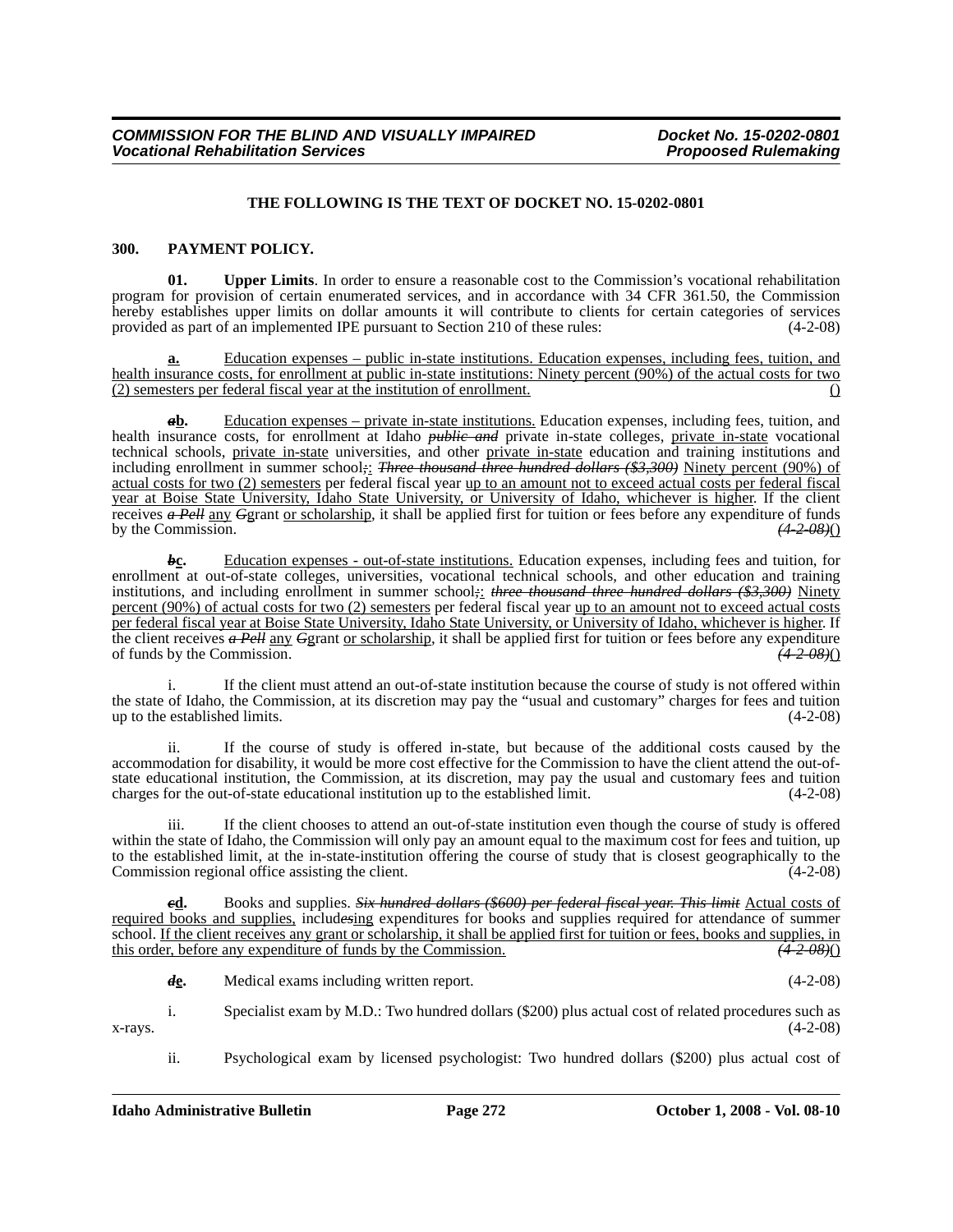**THE FOLLOWING IS THE TEXT OF DOCKET NO. 15-0202-0801**

**300. PAYMENT POLICY.**

**01. Upper Limits**. In order to ensure a reasonable cost to the Commission's vocational rehabilitation program for provision of certain enumerated services, and in accordance with 34 CFR 361.50, the Commission hereby establishes upper limits on dollar amounts it will contribute to clients for certain categories of services provided as part of an implemented IPE pursuant to Section 210 of these rules: (4-2-08)

**a.** Education expenses – public in-state institutions. Education expenses, including fees, tuition, and health insurance costs, for enrollment at public in-state institutions: Ninety percent (90%) of the actual costs for two (2) semesters per federal fiscal year at the institution of enrollment. ()

~~***a***~~**b.** Education expenses – private in-state institutions. Education expenses, including fees, tuition, and health insurance costs, for enrollment at Idaho ~~*public and*~~ private in-state colleges, private in-state vocational technical schools, private in-state universities, and other private in-state education and training institutions and including enrollment in summer school~~;~~: ~~*Three thousand three hundred dollars ($3,300)*~~ Ninety percent (90%) of actual costs for two (2) semesters per federal fiscal year up to an amount not to exceed actual costs per federal fiscal year at Boise State University, Idaho State University, or University of Idaho, whichever is higher. If the client receives ~~*a Pell*~~ any ~~*G*~~grant or scholarship, it shall be applied first for tuition or fees before any expenditure of funds by the Commission. ~~*(4-2-08)*~~()

~~***b***~~**c.** Education expenses - out-of-state institutions. Education expenses, including fees and tuition, for enrollment at out-of-state colleges, universities, vocational technical schools, and other education and training institutions, and including enrollment in summer school~~;~~: ~~*three thousand three hundred dollars ($3,300)*~~ Ninety percent (90%) of actual costs for two (2) semesters per federal fiscal year up to an amount not to exceed actual costs per federal fiscal year at Boise State University, Idaho State University, or University of Idaho, whichever is higher. If the client receives ~~*a Pell*~~ any ~~*G*~~grant or scholarship, it shall be applied first for tuition or fees before any expenditure of funds by the Commission. ~~*(4-2-08)*~~()

i. If the client must attend an out-of-state institution because the course of study is not offered within the state of Idaho, the Commission, at its discretion may pay the "usual and customary" charges for fees and tuition up to the established limits. (4-2-08)

ii. If the course of study is offered in-state, but because of the additional costs caused by the accommodation for disability, it would be more cost effective for the Commission to have the client attend the out-of-state educational institution, the Commission, at its discretion, may pay the usual and customary fees and tuition charges for the out-of-state educational institution up to the established limit. (4-2-08)

iii. If the client chooses to attend an out-of-state institution even though the course of study is offered within the state of Idaho, the Commission will only pay an amount equal to the maximum cost for fees and tuition, up to the established limit, at the in-state-institution offering the course of study that is closest geographically to the Commission regional office assisting the client. (4-2-08)

~~***c***~~**d.** Books and supplies. ~~*Six hundred dollars ($600) per federal fiscal year. This limit*~~ Actual costs of required books and supplies, includ~~*es*~~ing expenditures for books and supplies required for attendance of summer school. If the client receives any grant or scholarship, it shall be applied first for tuition or fees, books and supplies, in this order, before any expenditure of funds by the Commission. ~~*(4-2-08)*~~()

~~***d***~~**e.** Medical exams including written report. (4-2-08)

i. Specialist exam by M.D.: Two hundred dollars ($200) plus actual cost of related procedures such as x-rays. (4-2-08)

ii. Psychological exam by licensed psychologist: Two hundred dollars ($200) plus actual cost of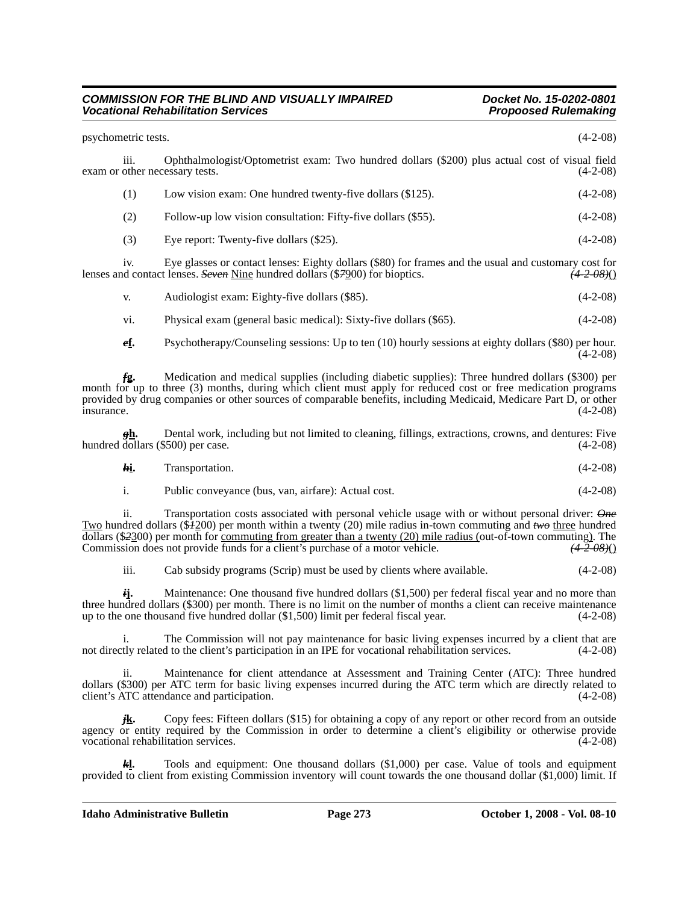psychometric tests. (4-2-08)

iii. Ophthalmologist/Optometrist exam: Two hundred dollars ($200) plus actual cost of visual field exam or other necessary tests. (4-2-08)

(1) Low vision exam: One hundred twenty-five dollars ($125). (4-2-08)

(2) Follow-up low vision consultation: Fifty-five dollars ($55). (4-2-08)

(3) Eye report: Twenty-five dollars ($25). (4-2-08)

iv. Eye glasses or contact lenses: Eighty dollars ($80) for frames and the usual and customary cost for lenses and contact lenses. ~~*Seven*~~ Nine hundred dollars ($~~*7*~~900) for bioptics. ~~*(4-2-08)*~~()

v. Audiologist exam: Eighty-five dollars ($85). (4-2-08)

vi. Physical exam (general basic medical): Sixty-five dollars ($65). (4-2-08)

~~***e***~~**f.** Psychotherapy/Counseling sessions: Up to ten (10) hourly sessions at eighty dollars ($80) per hour. (4-2-08)

~~***f***~~**g.** Medication and medical supplies (including diabetic supplies): Three hundred dollars ($300) per month for up to three (3) months, during which client must apply for reduced cost or free medication programs provided by drug companies or other sources of comparable benefits, including Medicaid, Medicare Part D, or other insurance. (4-2-08)

~~***g***~~**h.** Dental work, including but not limited to cleaning, fillings, extractions, crowns, and dentures: Five hundred dollars ($500) per case. (4-2-08)

~~***h***~~**i.** Transportation. (4-2-08)

i. Public conveyance (bus, van, airfare): Actual cost. (4-2-08)

ii. Transportation costs associated with personal vehicle usage with or without personal driver: ~~*One*~~ Two hundred dollars ($~~*1*~~200) per month within a twenty (20) mile radius in-town commuting and ~~*two*~~ three hundred dollars ($~~*2*~~300) per month for commuting from greater than a twenty (20) mile radius (out-of-town commuting). The Commission does not provide funds for a client's purchase of a motor vehicle. ~~*(4-2-08)*~~()

iii. Cab subsidy programs (Scrip) must be used by clients where available. (4-2-08)

~~***i***~~**j.** Maintenance: One thousand five hundred dollars ($1,500) per federal fiscal year and no more than three hundred dollars ($300) per month. There is no limit on the number of months a client can receive maintenance up to the one thousand five hundred dollar ($1,500) limit per federal fiscal year. (4-2-08)

i. The Commission will not pay maintenance for basic living expenses incurred by a client that are not directly related to the client's participation in an IPE for vocational rehabilitation services. (4-2-08)

ii. Maintenance for client attendance at Assessment and Training Center (ATC): Three hundred dollars ($300) per ATC term for basic living expenses incurred during the ATC term which are directly related to client's ATC attendance and participation. (4-2-08)

~~***j***~~**k.** Copy fees: Fifteen dollars ($15) for obtaining a copy of any report or other record from an outside agency or entity required by the Commission in order to determine a client's eligibility or otherwise provide vocational rehabilitation services. (4-2-08)

~~***k***~~**l.** Tools and equipment: One thousand dollars ($1,000) per case. Value of tools and equipment provided to client from existing Commission inventory will count towards the one thousand dollar ($1,000) limit. If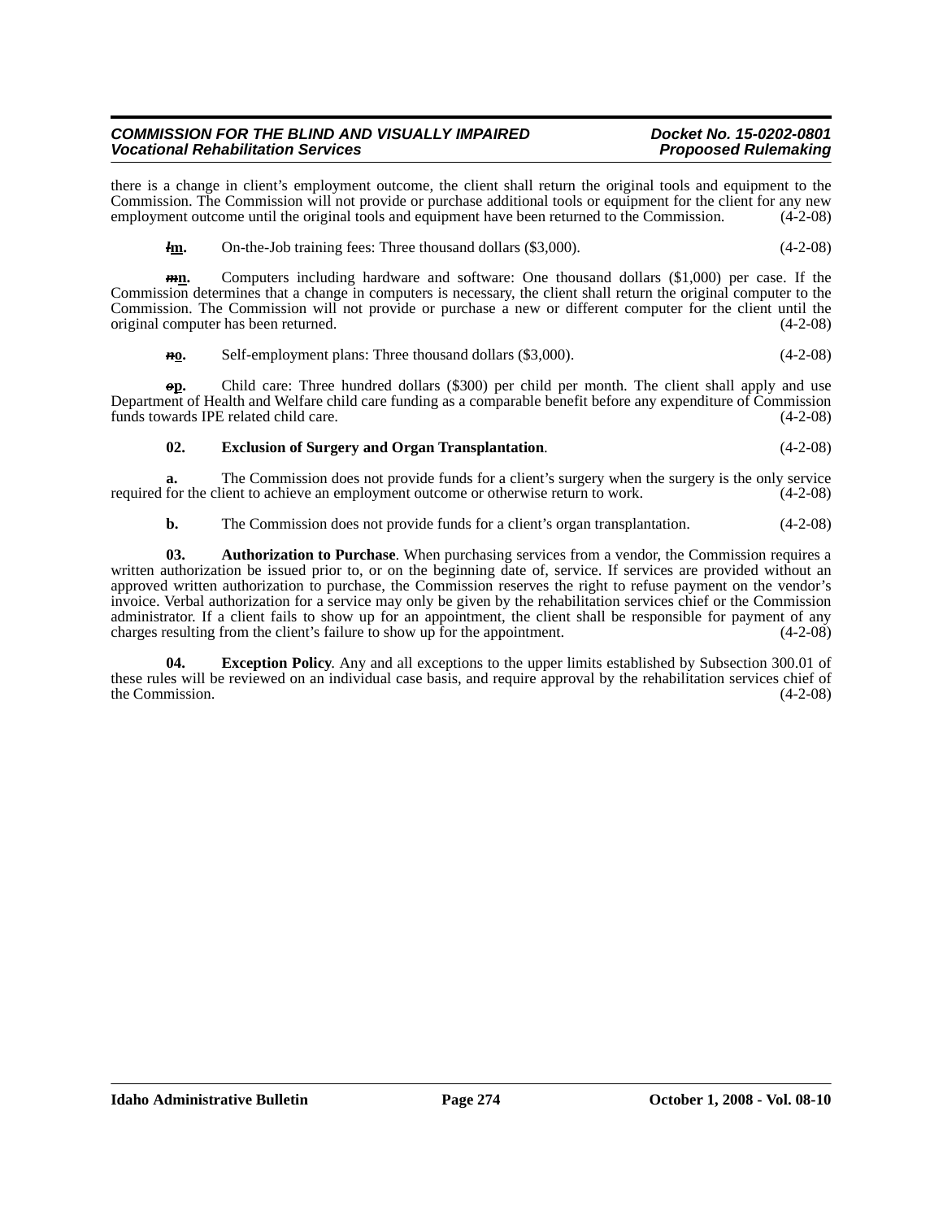there is a change in client's employment outcome, the client shall return the original tools and equipment to the Commission. The Commission will not provide or purchase additional tools or equipment for the client for any new employment outcome until the original tools and equipment have been returned to the Commission. (4-2-08)

~~l~~**m.** On-the-Job training fees: Three thousand dollars ($3,000). (4-2-08)

~~m~~**n.** Computers including hardware and software: One thousand dollars ($1,000) per case. If the Commission determines that a change in computers is necessary, the client shall return the original computer to the Commission. The Commission will not provide or purchase a new or different computer for the client until the original computer has been returned. (4-2-08)

~~n~~**o.** Self-employment plans: Three thousand dollars ($3,000). (4-2-08)

~~o~~**p.** Child care: Three hundred dollars ($300) per child per month. The client shall apply and use Department of Health and Welfare child care funding as a comparable benefit before any expenditure of Commission funds towards IPE related child care. (4-2-08)

**02. Exclusion of Surgery and Organ Transplantation**. (4-2-08)

**a.** The Commission does not provide funds for a client's surgery when the surgery is the only service required for the client to achieve an employment outcome or otherwise return to work. (4-2-08)

**b.** The Commission does not provide funds for a client's organ transplantation. (4-2-08)

**03. Authorization to Purchase**. When purchasing services from a vendor, the Commission requires a written authorization be issued prior to, or on the beginning date of, service. If services are provided without an approved written authorization to purchase, the Commission reserves the right to refuse payment on the vendor's invoice. Verbal authorization for a service may only be given by the rehabilitation services chief or the Commission administrator. If a client fails to show up for an appointment, the client shall be responsible for payment of any charges resulting from the client's failure to show up for the appointment. (4-2-08)

**04. Exception Policy**. Any and all exceptions to the upper limits established by Subsection 300.01 of these rules will be reviewed on an individual case basis, and require approval by the rehabilitation services chief of the Commission. (4-2-08)